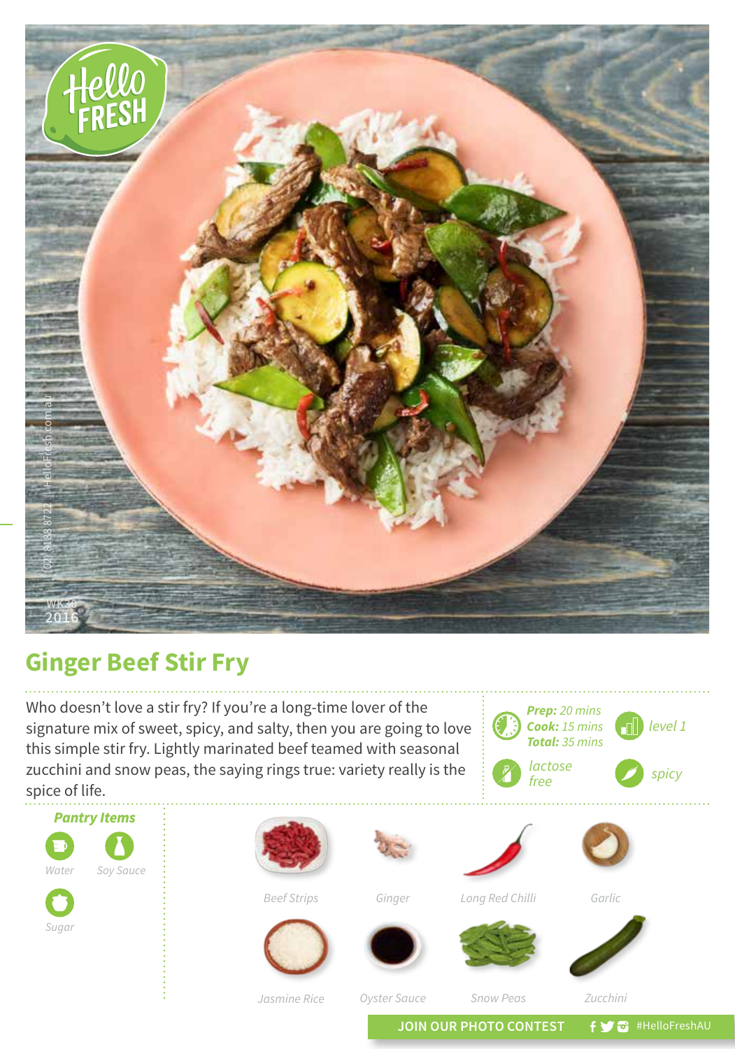# Ginger Beef Stir Fry

Who doesn't love a stir fry? If you're a long-time lover of the signature mix of sweet, spicy, and salty, then you are going to love this simple stir fry. Lightly marinated beef teamed with seasonal zucchini and snow peas, the saying rings true: variety really is the spice of life.

**Prep:** 20 mins
**Cook:** 15 mins
**Total:** 35 mins

level 1

lactose free

spicy

### Pantry Items

- Water
- Soy Sauce
- Sugar

### Ingredients

- Beef Strips
- Ginger
- Long Red Chilli
- Garlic
- Jasmine Rice
- Oyster Sauce
- Snow Peas
- Zucchini

JOIN OUR PHOTO CONTEST #HelloFreshAU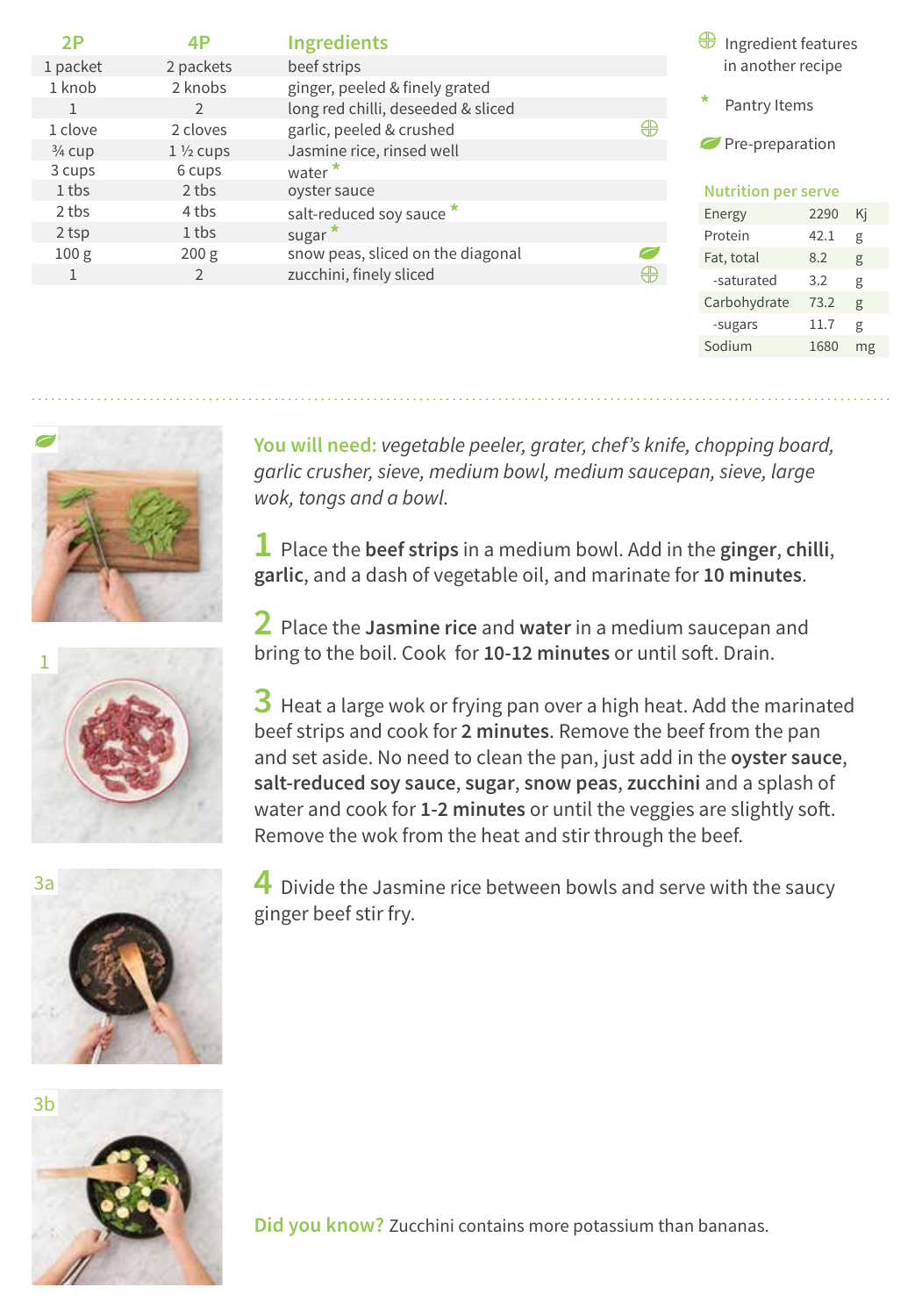| 2P | 4P | Ingredients | |
|---|---|---|---|
| 1 packet | 2 packets | beef strips | |
| 1 knob | 2 knobs | ginger, peeled & finely grated | |
| 1 | 2 | long red chilli, deseeded & sliced | |
| 1 clove | 2 cloves | garlic, peeled & crushed | ⊕ |
| ¾ cup | 1 ½ cups | Jasmine rice, rinsed well | |
| 3 cups | 6 cups | water * | |
| 1 tbs | 2 tbs | oyster sauce | |
| 2 tbs | 4 tbs | salt-reduced soy sauce * | |
| 2 tsp | 1 tbs | sugar * | |
| 100 g | 200 g | snow peas, sliced on the diagonal | Pre-preparation |
| 1 | 2 | zucchini, finely sliced | ⊕ |

⊕ Ingredient features in another recipe

\* Pantry Items

Pre-preparation

**Nutrition per serve**

| | | |
|---|---|---|
| Energy | 2290 | Kj |
| Protein | 42.1 | g |
| Fat, total | 8.2 | g |
| -saturated | 3.2 | g |
| Carbohydrate | 73.2 | g |
| -sugars | 11.7 | g |
| Sodium | 1680 | mg |

**You will need:** *vegetable peeler, grater, chef's knife, chopping board, garlic crusher, sieve, medium bowl, medium saucepan, sieve, large wok, tongs and a bowl.*

**1** Place the **beef strips** in a medium bowl. Add in the **ginger**, **chilli**, **garlic**, and a dash of vegetable oil, and marinate for **10 minutes**.

**2** Place the **Jasmine rice** and **water** in a medium saucepan and bring to the boil. Cook for **10-12 minutes** or until soft. Drain.

**3** Heat a large wok or frying pan over a high heat. Add the marinated beef strips and cook for **2 minutes**. Remove the beef from the pan and set aside. No need to clean the pan, just add in the **oyster sauce**, **salt-reduced soy sauce**, **sugar**, **snow peas**, **zucchini** and a splash of water and cook for **1-2 minutes** or until the veggies are slightly soft. Remove the wok from the heat and stir through the beef.

**4** Divide the Jasmine rice between bowls and serve with the saucy ginger beef stir fry.

1

3a

3b

**Did you know?** Zucchini contains more potassium than bananas.